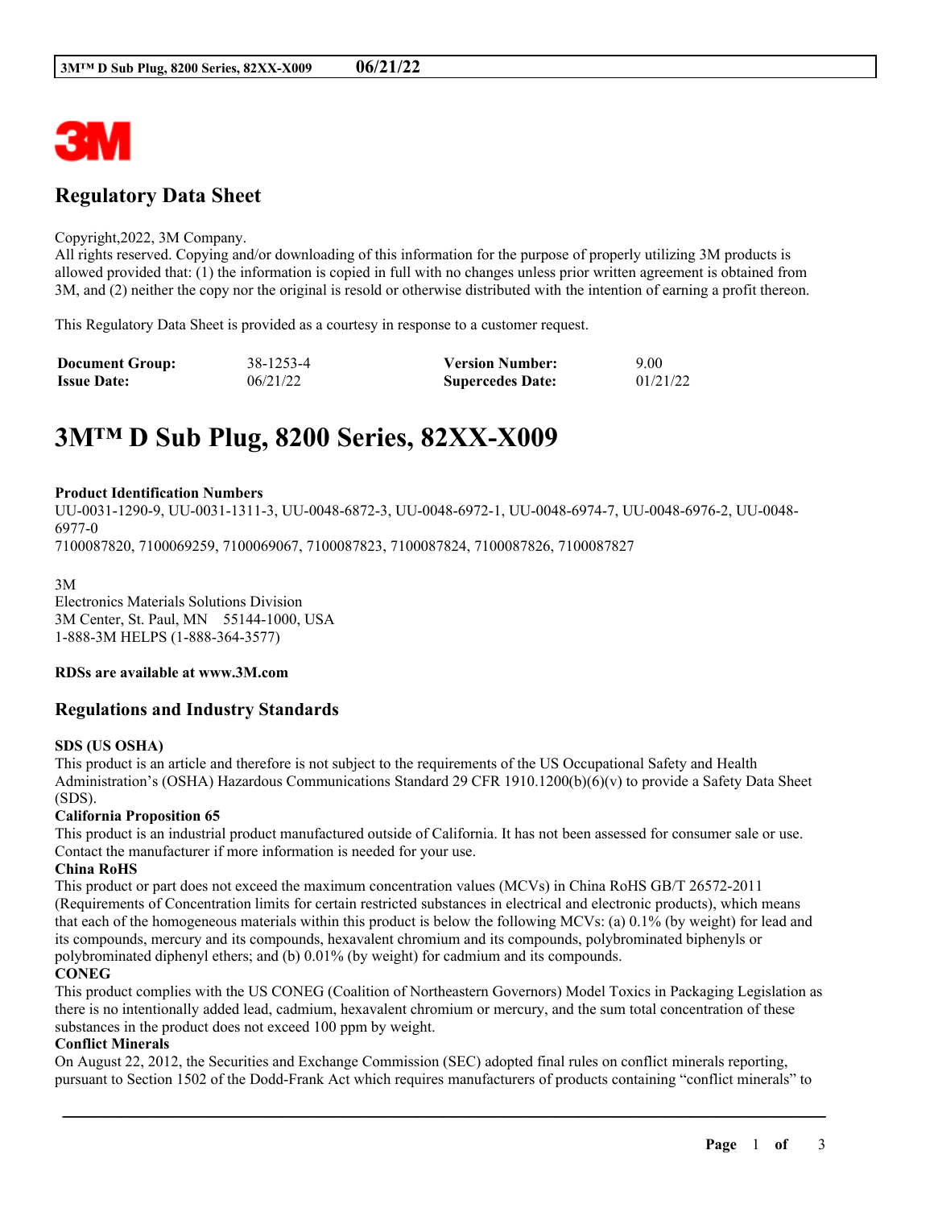# Regulatory Data Sheet

Copyright,2022, 3M Company.
All rights reserved. Copying and/or downloading of this information for the purpose of properly utilizing 3M products is allowed provided that: (1) the information is copied in full with no changes unless prior written agreement is obtained from 3M, and (2) neither the copy nor the original is resold or otherwise distributed with the intention of earning a profit thereon.

This Regulatory Data Sheet is provided as a courtesy in response to a customer request.

| **Document Group:** | 38-1253-4 | **Version Number:** | 9.00 |
|---|---|---|---|
| **Issue Date:** | 06/21/22 | **Supercedes Date:** | 01/21/22 |

# 3M™ D Sub Plug, 8200 Series, 82XX-X009

**Product Identification Numbers**
UU-0031-1290-9, UU-0031-1311-3, UU-0048-6872-3, UU-0048-6972-1, UU-0048-6974-7, UU-0048-6976-2, UU-0048-6977-0
7100087820, 7100069259, 7100069067, 7100087823, 7100087824, 7100087826, 7100087827

3M
Electronics Materials Solutions Division
3M Center, St. Paul, MN 55144-1000, USA
1-888-3M HELPS (1-888-364-3577)

**RDSs are available at www.3M.com**

## Regulations and Industry Standards

**SDS (US OSHA)**
This product is an article and therefore is not subject to the requirements of the US Occupational Safety and Health Administration's (OSHA) Hazardous Communications Standard 29 CFR 1910.1200(b)(6)(v) to provide a Safety Data Sheet (SDS).

**California Proposition 65**
This product is an industrial product manufactured outside of California. It has not been assessed for consumer sale or use. Contact the manufacturer if more information is needed for your use.

**China RoHS**
This product or part does not exceed the maximum concentration values (MCVs) in China RoHS GB/T 26572-2011 (Requirements of Concentration limits for certain restricted substances in electrical and electronic products), which means that each of the homogeneous materials within this product is below the following MCVs: (a) 0.1% (by weight) for lead and its compounds, mercury and its compounds, hexavalent chromium and its compounds, polybrominated biphenyls or polybrominated diphenyl ethers; and (b) 0.01% (by weight) for cadmium and its compounds.

**CONEG**
This product complies with the US CONEG (Coalition of Northeastern Governors) Model Toxics in Packaging Legislation as there is no intentionally added lead, cadmium, hexavalent chromium or mercury, and the sum total concentration of these substances in the product does not exceed 100 ppm by weight.

**Conflict Minerals**
On August 22, 2012, the Securities and Exchange Commission (SEC) adopted final rules on conflict minerals reporting, pursuant to Section 1502 of the Dodd-Frank Act which requires manufacturers of products containing "conflict minerals" to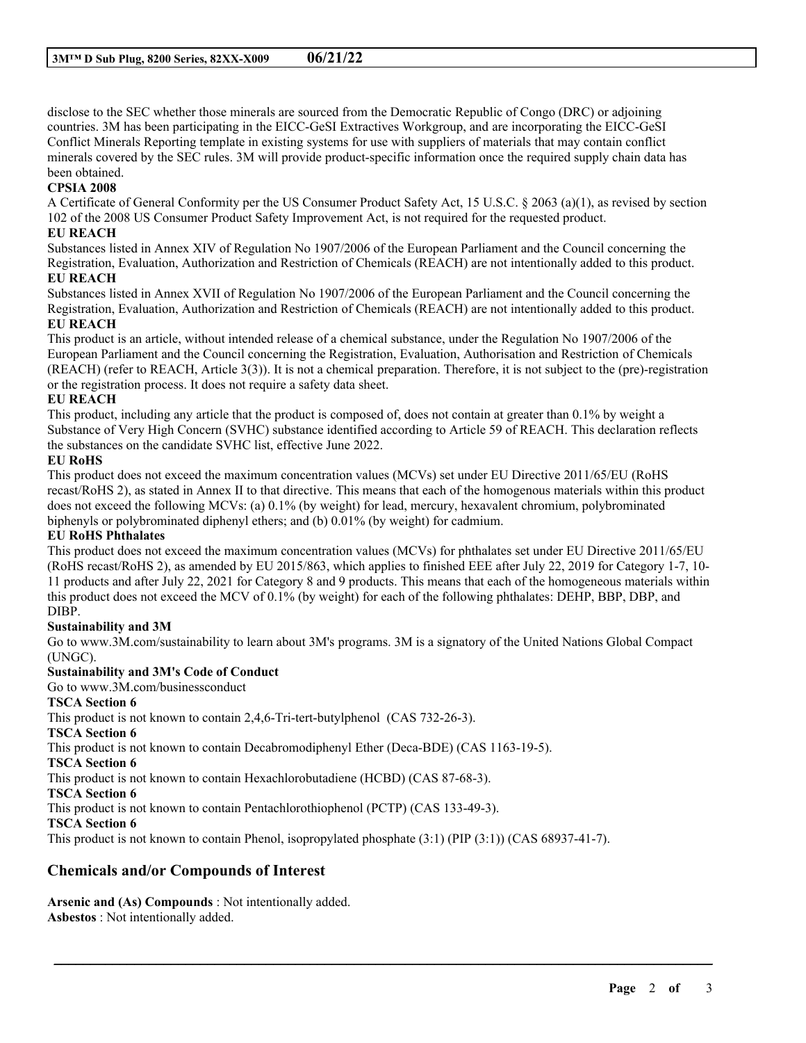disclose to the SEC whether those minerals are sourced from the Democratic Republic of Congo (DRC) or adjoining countries. 3M has been participating in the EICC-GeSI Extractives Workgroup, and are incorporating the EICC-GeSI Conflict Minerals Reporting template in existing systems for use with suppliers of materials that may contain conflict minerals covered by the SEC rules. 3M will provide product-specific information once the required supply chain data has been obtained.

**CPSIA 2008**

A Certificate of General Conformity per the US Consumer Product Safety Act, 15 U.S.C. § 2063 (a)(1), as revised by section 102 of the 2008 US Consumer Product Safety Improvement Act, is not required for the requested product.

**EU REACH**

Substances listed in Annex XIV of Regulation No 1907/2006 of the European Parliament and the Council concerning the Registration, Evaluation, Authorization and Restriction of Chemicals (REACH) are not intentionally added to this product.

**EU REACH**

Substances listed in Annex XVII of Regulation No 1907/2006 of the European Parliament and the Council concerning the Registration, Evaluation, Authorization and Restriction of Chemicals (REACH) are not intentionally added to this product.

**EU REACH**

This product is an article, without intended release of a chemical substance, under the Regulation No 1907/2006 of the European Parliament and the Council concerning the Registration, Evaluation, Authorisation and Restriction of Chemicals (REACH) (refer to REACH, Article 3(3)). It is not a chemical preparation. Therefore, it is not subject to the (pre)-registration or the registration process. It does not require a safety data sheet.

**EU REACH**

This product, including any article that the product is composed of, does not contain at greater than 0.1% by weight a Substance of Very High Concern (SVHC) substance identified according to Article 59 of REACH. This declaration reflects the substances on the candidate SVHC list, effective June 2022.

**EU RoHS**

This product does not exceed the maximum concentration values (MCVs) set under EU Directive 2011/65/EU (RoHS recast/RoHS 2), as stated in Annex II to that directive. This means that each of the homogenous materials within this product does not exceed the following MCVs: (a) 0.1% (by weight) for lead, mercury, hexavalent chromium, polybrominated biphenyls or polybrominated diphenyl ethers; and (b) 0.01% (by weight) for cadmium.

**EU RoHS Phthalates**

This product does not exceed the maximum concentration values (MCVs) for phthalates set under EU Directive 2011/65/EU (RoHS recast/RoHS 2), as amended by EU 2015/863, which applies to finished EEE after July 22, 2019 for Category 1-7, 10-11 products and after July 22, 2021 for Category 8 and 9 products. This means that each of the homogeneous materials within this product does not exceed the MCV of 0.1% (by weight) for each of the following phthalates: DEHP, BBP, DBP, and DIBP.

**Sustainability and 3M**

Go to www.3M.com/sustainability to learn about 3M's programs. 3M is a signatory of the United Nations Global Compact (UNGC).

**Sustainability and 3M's Code of Conduct**

Go to www.3M.com/businessconduct

**TSCA Section 6**

This product is not known to contain 2,4,6-Tri-tert-butylphenol (CAS 732-26-3).

**TSCA Section 6**

This product is not known to contain Decabromodiphenyl Ether (Deca-BDE) (CAS 1163-19-5).

**TSCA Section 6**

This product is not known to contain Hexachlorobutadiene (HCBD) (CAS 87-68-3).

**TSCA Section 6**

This product is not known to contain Pentachlorothiophenol (PCTP) (CAS 133-49-3).

**TSCA Section 6**

This product is not known to contain Phenol, isopropylated phosphate (3:1) (PIP (3:1)) (CAS 68937-41-7).

## Chemicals and/or Compounds of Interest

**Arsenic and (As) Compounds** : Not intentionally added.
**Asbestos** : Not intentionally added.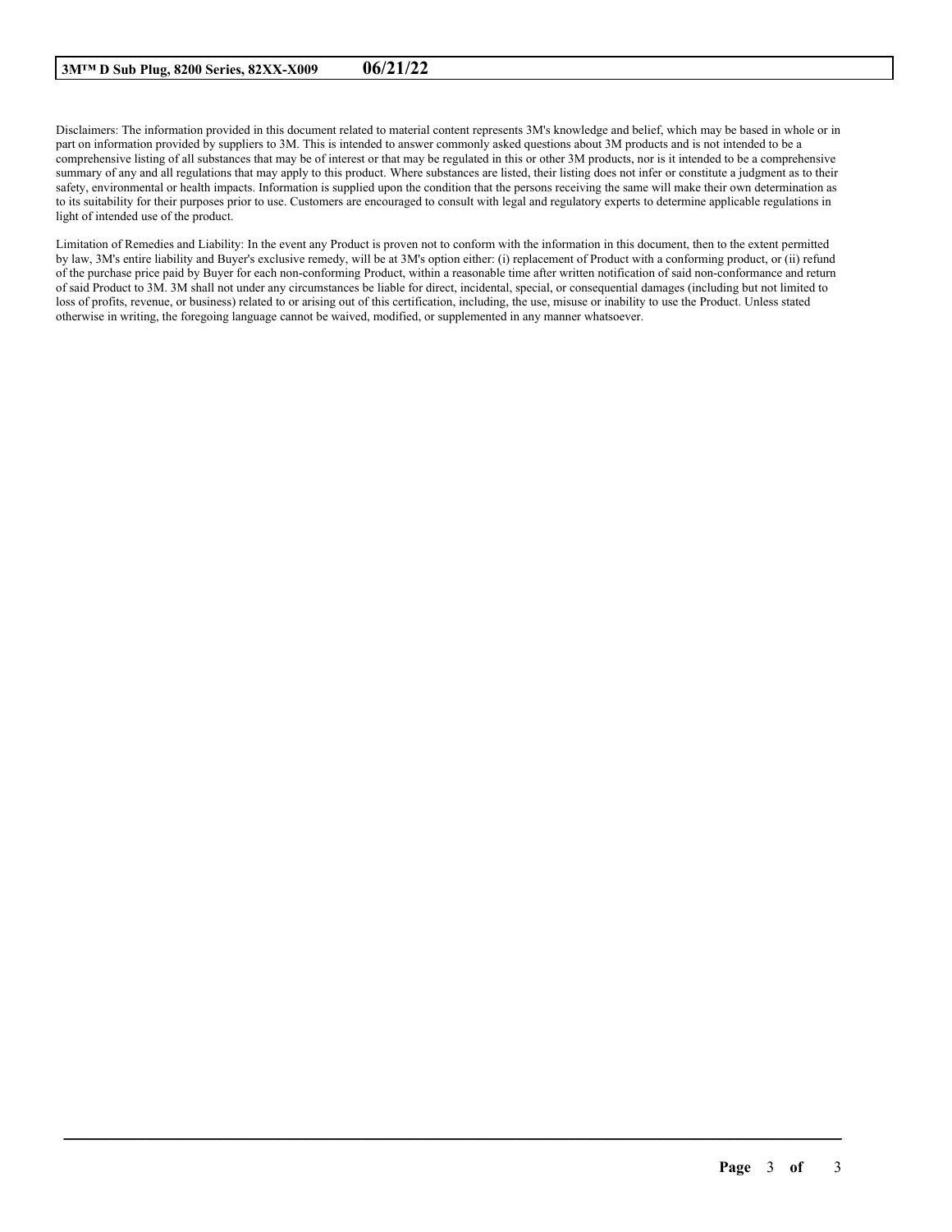Disclaimers: The information provided in this document related to material content represents 3M's knowledge and belief, which may be based in whole or in part on information provided by suppliers to 3M. This is intended to answer commonly asked questions about 3M products and is not intended to be a comprehensive listing of all substances that may be of interest or that may be regulated in this or other 3M products, nor is it intended to be a comprehensive summary of any and all regulations that may apply to this product. Where substances are listed, their listing does not infer or constitute a judgment as to their safety, environmental or health impacts. Information is supplied upon the condition that the persons receiving the same will make their own determination as to its suitability for their purposes prior to use. Customers are encouraged to consult with legal and regulatory experts to determine applicable regulations in light of intended use of the product.

Limitation of Remedies and Liability: In the event any Product is proven not to conform with the information in this document, then to the extent permitted by law, 3M's entire liability and Buyer's exclusive remedy, will be at 3M's option either: (i) replacement of Product with a conforming product, or (ii) refund of the purchase price paid by Buyer for each non-conforming Product, within a reasonable time after written notification of said non-conformance and return of said Product to 3M. 3M shall not under any circumstances be liable for direct, incidental, special, or consequential damages (including but not limited to loss of profits, revenue, or business) related to or arising out of this certification, including, the use, misuse or inability to use the Product. Unless stated otherwise in writing, the foregoing language cannot be waived, modified, or supplemented in any manner whatsoever.